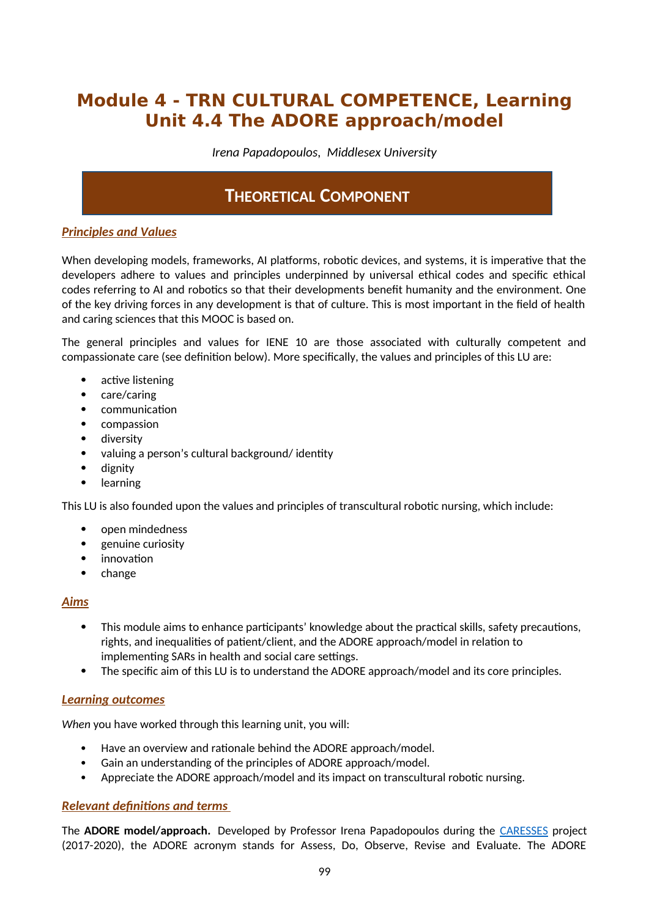# Module 4 - TRN CULTURAL COMPETENCE, Learning Unit 4.4 The ADORE approach/model

*Irena Papadopoulos, Middlesex University*

## THEORETICAL COMPONENT

### *Principles and Values*

When developing models, frameworks, AI platforms, robotic devices, and systems, it is imperative that the developers adhere to values and principles underpinned by universal ethical codes and specific ethical codes referring to AI and robotics so that their developments benefit humanity and the environment. One of the key driving forces in any development is that of culture. This is most important in the field of health and caring sciences that this MOOC is based on.

The general principles and values for IENE 10 are those associated with culturally competent and compassionate care (see definition below). More specifically, the values and principles of this LU are:

- active listening
- care/caring
- communication
- compassion
- diversity
- valuing a person's cultural background/ identity
- dignity
- learning

This LU is also founded upon the values and principles of transcultural robotic nursing, which include:

- open mindedness
- genuine curiosity
- innovation
- change

### *Aims*

- This module aims to enhance participants' knowledge about the practical skills, safety precautions, rights, and inequalities of patient/client, and the ADORE approach/model in relation to implementing SARs in health and social care settings.
- The specific aim of this LU is to understand the ADORE approach/model and its core principles.

### *Learning outcomes*

*When* you have worked through this learning unit, you will:

- Have an overview and rationale behind the ADORE approach/model.
- Gain an understanding of the principles of ADORE approach/model.
- Appreciate the ADORE approach/model and its impact on transcultural robotic nursing.

### *Relevant definitions and terms*

The **ADORE model/approach.** Developed by Professor Irena Papadopoulos during the CARESSES project (2017-2020), the ADORE acronym stands for Assess, Do, Observe, Revise and Evaluate. The ADORE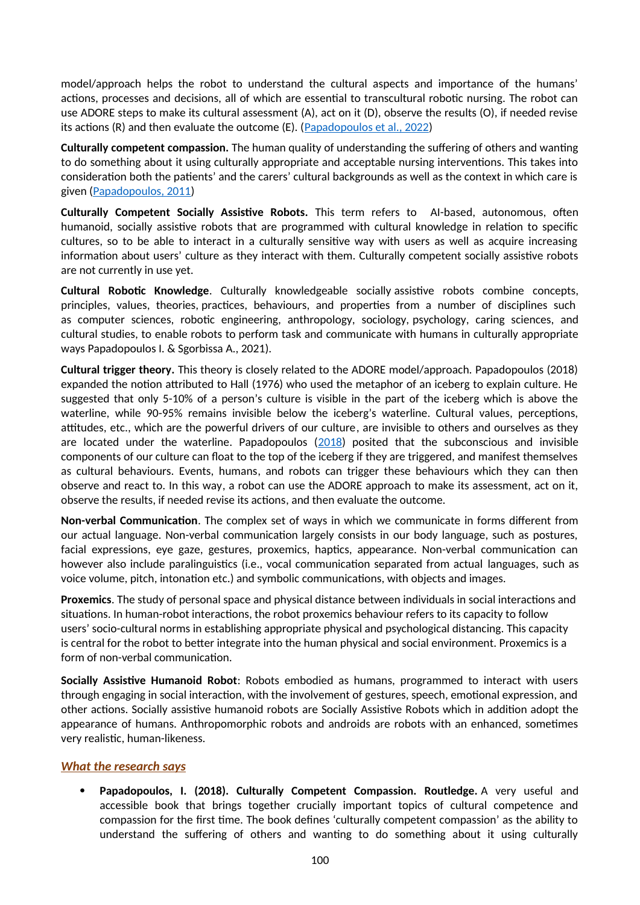model/approach helps the robot to understand the cultural aspects and importance of the humans' actions, processes and decisions, all of which are essential to transcultural robotic nursing. The robot can use ADORE steps to make its cultural assessment (A), act on it (D), observe the results (O), if needed revise its actions (R) and then evaluate the outcome (E). ([Papadopoulos et al., 2022](#))

**Culturally competent compassion.** The human quality of understanding the suffering of others and wanting to do something about it using culturally appropriate and acceptable nursing interventions. This takes into consideration both the patients' and the carers' cultural backgrounds as well as the context in which care is given ([Papadopoulos, 2011](#))

**Culturally Competent Socially Assistive Robots.** This term refers to AI-based, autonomous, often humanoid, socially assistive robots that are programmed with cultural knowledge in relation to specific cultures, so to be able to interact in a culturally sensitive way with users as well as acquire increasing information about users' culture as they interact with them. Culturally competent socially assistive robots are not currently in use yet.

**Cultural Robotic Knowledge**. Culturally knowledgeable socially assistive robots combine concepts, principles, values, theories, practices, behaviours, and properties from a number of disciplines such as computer sciences, robotic engineering, anthropology, sociology, psychology, caring sciences, and cultural studies, to enable robots to perform task and communicate with humans in culturally appropriate ways Papadopoulos I. & Sgorbissa A., 2021).

**Cultural trigger theory.** This theory is closely related to the ADORE model/approach. Papadopoulos (2018) expanded the notion attributed to Hall (1976) who used the metaphor of an iceberg to explain culture. He suggested that only 5-10% of a person's culture is visible in the part of the iceberg which is above the waterline, while 90-95% remains invisible below the iceberg's waterline. Cultural values, perceptions, attitudes, etc., which are the powerful drivers of our culture, are invisible to others and ourselves as they are located under the waterline. Papadopoulos ([2018](#)) posited that the subconscious and invisible components of our culture can float to the top of the iceberg if they are triggered, and manifest themselves as cultural behaviours. Events, humans, and robots can trigger these behaviours which they can then observe and react to. In this way, a robot can use the ADORE approach to make its assessment, act on it, observe the results, if needed revise its actions, and then evaluate the outcome.

**Non-verbal Communication**. The complex set of ways in which we communicate in forms different from our actual language. Non-verbal communication largely consists in our body language, such as postures, facial expressions, eye gaze, gestures, proxemics, haptics, appearance. Non-verbal communication can however also include paralinguistics (i.e., vocal communication separated from actual languages, such as voice volume, pitch, intonation etc.) and symbolic communications, with objects and images.

**Proxemics**. The study of personal space and physical distance between individuals in social interactions and situations. In human-robot interactions, the robot proxemics behaviour refers to its capacity to follow users' socio-cultural norms in establishing appropriate physical and psychological distancing. This capacity is central for the robot to better integrate into the human physical and social environment. Proxemics is a form of non-verbal communication.

**Socially Assistive Humanoid Robot**: Robots embodied as humans, programmed to interact with users through engaging in social interaction, with the involvement of gestures, speech, emotional expression, and other actions. Socially assistive humanoid robots are Socially Assistive Robots which in addition adopt the appearance of humans. Anthropomorphic robots and androids are robots with an enhanced, sometimes very realistic, human-likeness.

## *What the research says*

- **Papadopoulos, I. (2018). Culturally Competent Compassion. Routledge.** A very useful and accessible book that brings together crucially important topics of cultural competence and compassion for the first time. The book defines 'culturally competent compassion' as the ability to understand the suffering of others and wanting to do something about it using culturally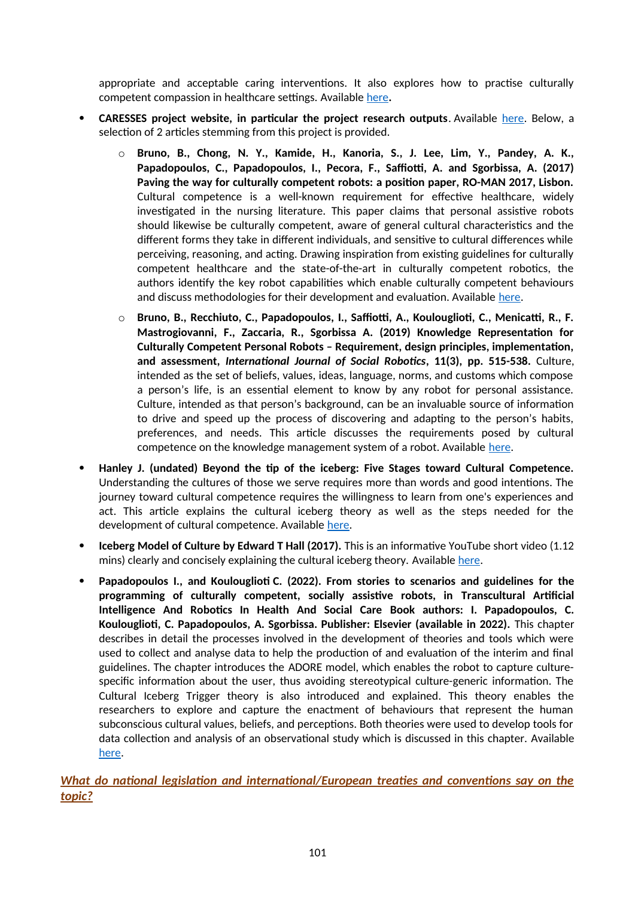appropriate and acceptable caring interventions. It also explores how to practise culturally competent compassion in healthcare settings. Available [here](#)**.**

- **CARESSES project website, in particular the project research outputs**. Available [here](#). Below, a selection of 2 articles stemming from this project is provided.
    - **Bruno, B., Chong, N. Y., Kamide, H., Kanoria, S., J. Lee, Lim, Y., Pandey, A. K., Papadopoulos, C., Papadopoulos, I., Pecora, F., Saffiotti, A. and Sgorbissa, A. (2017) Paving the way for culturally competent robots: a position paper, RO-MAN 2017, Lisbon.** Cultural competence is a well-known requirement for effective healthcare, widely investigated in the nursing literature. This paper claims that personal assistive robots should likewise be culturally competent, aware of general cultural characteristics and the different forms they take in different individuals, and sensitive to cultural differences while perceiving, reasoning, and acting. Drawing inspiration from existing guidelines for culturally competent healthcare and the state-of-the-art in culturally competent robotics, the authors identify the key robot capabilities which enable culturally competent behaviours and discuss methodologies for their development and evaluation. Available [here](#).
    - **Bruno, B., Recchiuto, C., Papadopouls, I., Saffiotti, A., Koulouglioti, C., Menicatti, R., F. Mastrogiovanni, F., Zaccaria, R., Sgorbissa A. (2019) Knowledge Representation for Culturally Competent Personal Robots – Requirement, design principles, implementation, and assessment, *International Journal of Social Robotics*, 11(3), pp. 515-538.** Culture, intended as the set of beliefs, values, ideas, language, norms, and customs which compose a person's life, is an essential element to know by any robot for personal assistance. Culture, intended as that person's background, can be an invaluable source of information to drive and speed up the process of discovering and adapting to the person's habits, preferences, and needs. This article discusses the requirements posed by cultural competence on the knowledge management system of a robot. Available [here](#).
- **Hanley J. (undated) Beyond the tip of the iceberg: Five Stages toward Cultural Competence.** Understanding the cultures of those we serve requires more than words and good intentions. The journey toward cultural competence requires the willingness to learn from one's experiences and act. This article explains the cultural iceberg theory as well as the steps needed for the development of cultural competence. Available [here](#).
- **Iceberg Model of Culture by Edward T Hall (2017).** This is an informative YouTube short video (1.12 mins) clearly and concisely explaining the cultural iceberg theory. Available [here](#).
- **Papadopoulos I., and Koulouglioti C. (2022). From stories to scenarios and guidelines for the programming of culturally competent, socially assistive robots, in Transcultural Artificial Intelligence And Robotics In Health And Social Care Book authors: I. Papadopoulos, C. Koulouglioti, C. Papadopoulos, A. Sgorbissa. Publisher: Elsevier (available in 2022).** This chapter describes in detail the processes involved in the development of theories and tools which were used to collect and analyse data to help the production of and evaluation of the interim and final guidelines. The chapter introduces the ADORE model, which enables the robot to capture culture-specific information about the user, thus avoiding stereotypical culture-generic information. The Cultural Iceberg Trigger theory is also introduced and explained. This theory enables the researchers to explore and capture the enactment of behaviours that represent the human subconscious cultural values, beliefs, and perceptions. Both theories were used to develop tools for data collection and analysis of an observational study which is discussed in this chapter. Available [here](#).

***What do national legislation and international/European treaties and conventions say on the topic?***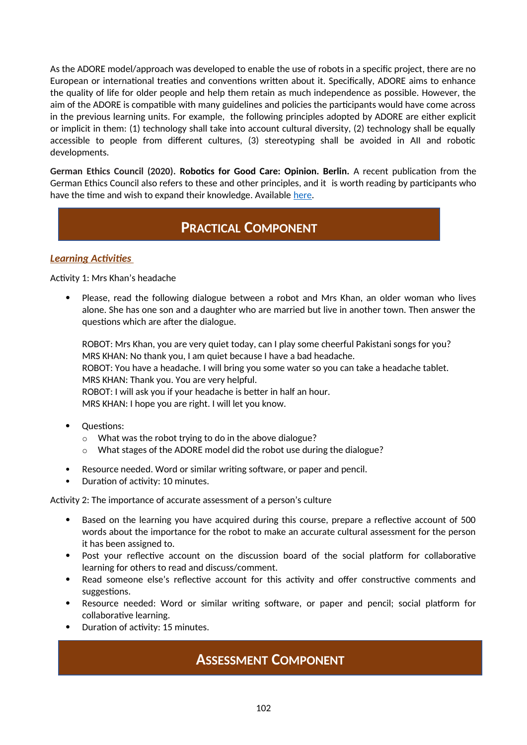As the ADORE model/approach was developed to enable the use of robots in a specific project, there are no European or international treaties and conventions written about it. Specifically, ADORE aims to enhance the quality of life for older people and help them retain as much independence as possible. However, the aim of the ADORE is compatible with many guidelines and policies the participants would have come across in the previous learning units. For example, the following principles adopted by ADORE are either explicit or implicit in them: (1) technology shall take into account cultural diversity, (2) technology shall be equally accessible to people from different cultures, (3) stereotyping shall be avoided in AII and robotic developments.

**German Ethics Council (2020). Robotics for Good Care: Opinion. Berlin.** A recent publication from the German Ethics Council also refers to these and other principles, and it is worth reading by participants who have the time and wish to expand their knowledge. Available here.

## Practical Component

### *Learning Activities*

Activity 1: Mrs Khan's headache

- Please, read the following dialogue between a robot and Mrs Khan, an older woman who lives alone. She has one son and a daughter who are married but live in another town. Then answer the questions which are after the dialogue.

  ROBOT: Mrs Khan, you are very quiet today, can I play some cheerful Pakistani songs for you?
  MRS KHAN: No thank you, I am quiet because I have a bad headache.
  ROBOT: You have a headache. I will bring you some water so you can take a headache tablet.
  MRS KHAN: Thank you. You are very helpful.
  ROBOT: I will ask you if your headache is better in half an hour.
  MRS KHAN: I hope you are right. I will let you know.

- Questions:
  - What was the robot trying to do in the above dialogue?
  - What stages of the ADORE model did the robot use during the dialogue?
- Resource needed. Word or similar writing software, or paper and pencil.
- Duration of activity: 10 minutes.

Activity 2: The importance of accurate assessment of a person's culture

- Based on the learning you have acquired during this course, prepare a reflective account of 500 words about the importance for the robot to make an accurate cultural assessment for the person it has been assigned to.
- Post your reflective account on the discussion board of the social platform for collaborative learning for others to read and discuss/comment.
- Read someone else's reflective account for this activity and offer constructive comments and suggestions.
- Resource needed: Word or similar writing software, or paper and pencil; social platform for collaborative learning.
- Duration of activity: 15 minutes.

## Assessment Component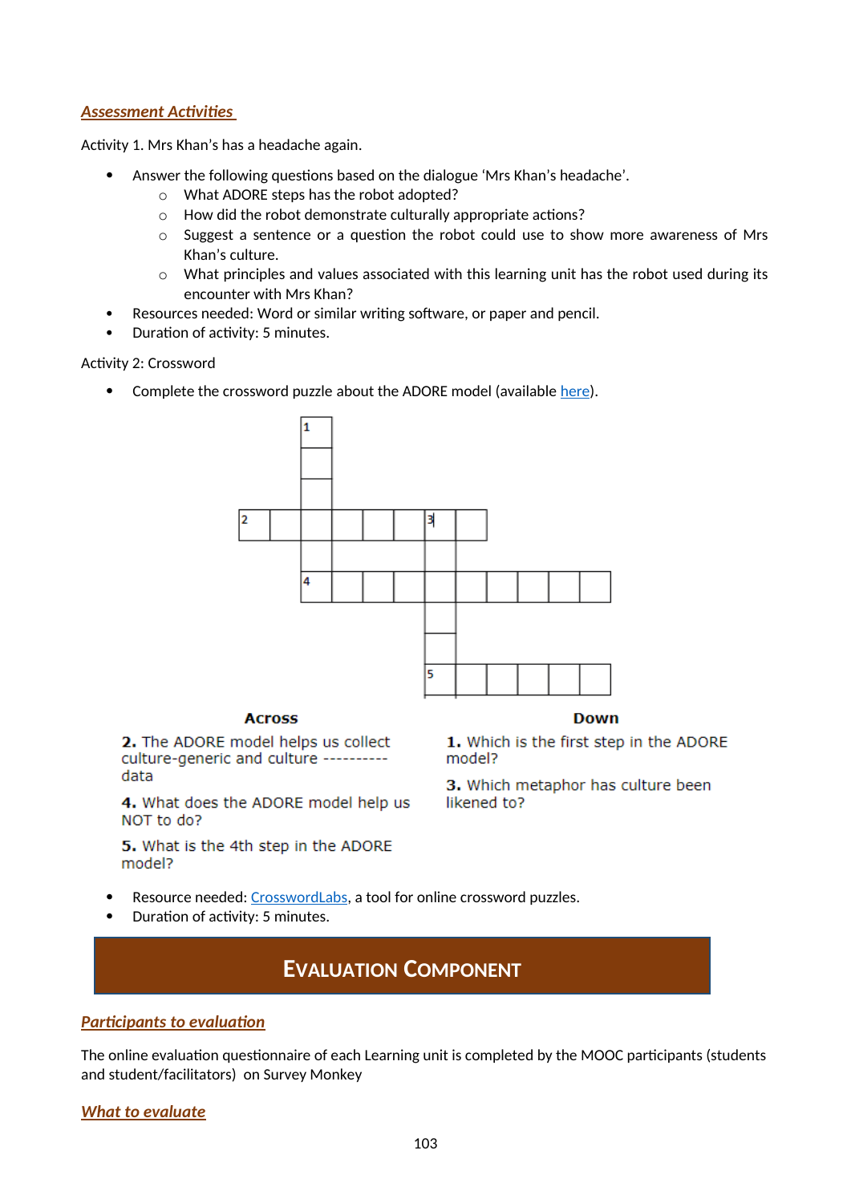## *Assessment Activities*

Activity 1. Mrs Khan's has a headache again.

- Answer the following questions based on the dialogue 'Mrs Khan's headache'.
  - What ADORE steps has the robot adopted?
  - How did the robot demonstrate culturally appropriate actions?
  - Suggest a sentence or a question the robot could use to show more awareness of Mrs Khan's culture.
  - What principles and values associated with this learning unit has the robot used during its encounter with Mrs Khan?
- Resources needed: Word or similar writing software, or paper and pencil.
- Duration of activity: 5 minutes.

Activity 2: Crossword

- Complete the crossword puzzle about the ADORE model (available here).

**Across**

**2.** The ADORE model helps us collect culture-generic and culture ---------- data

**4.** What does the ADORE model help us NOT to do?

**5.** What is the 4th step in the ADORE model?

**Down**

**1.** Which is the first step in the ADORE model?

**3.** Which metaphor has culture been likened to?

- Resource needed: CrosswordLabs, a tool for online crossword puzzles.
- Duration of activity: 5 minutes.

# EVALUATION COMPONENT

## *Participants to evaluation*

The online evaluation questionnaire of each Learning unit is completed by the MOOC participants (students and student/facilitators) on Survey Monkey

## *What to evaluate*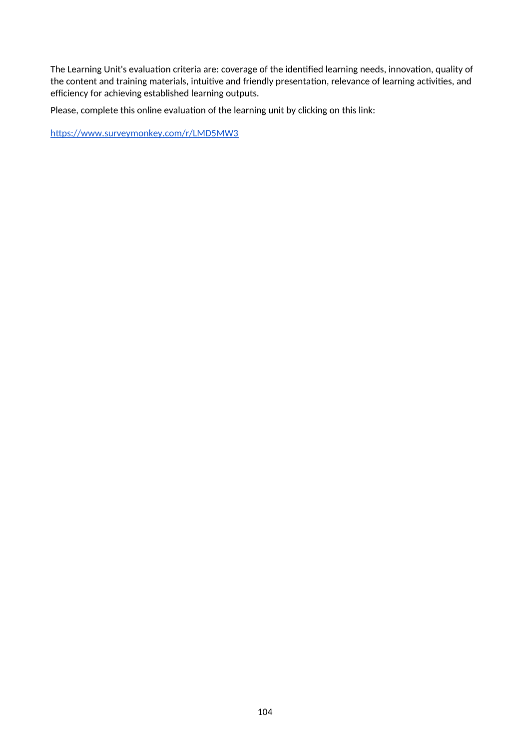The Learning Unit's evaluation criteria are: coverage of the identified learning needs, innovation, quality of the content and training materials, intuitive and friendly presentation, relevance of learning activities, and efficiency for achieving established learning outputs.

Please, complete this online evaluation of the learning unit by clicking on this link:

https://www.surveymonkey.com/r/LMD5MW3